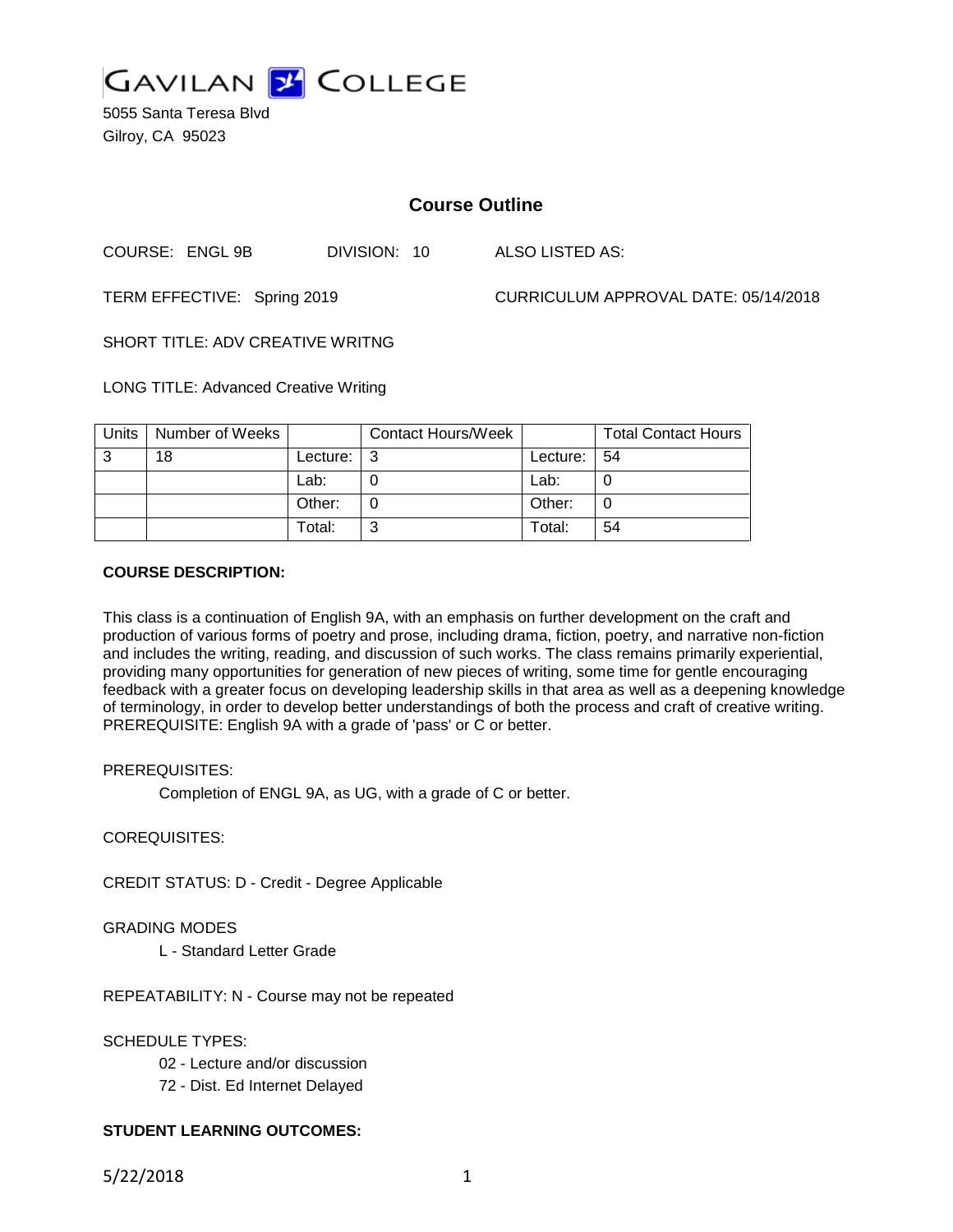# GAVILAN COLLEGE

5055 Santa Teresa Blvd
Gilroy, CA 95023

## Course Outline

COURSE: ENGL 9B DIVISION: 10 ALSO LISTED AS:

TERM EFFECTIVE: Spring 2019 CURRICULUM APPROVAL DATE: 05/14/2018

SHORT TITLE: ADV CREATIVE WRITNG

LONG TITLE: Advanced Creative Writing

| Units | Number of Weeks | | Contact Hours/Week | | Total Contact Hours |
|---|---|---|---|---|---|
| 3 | 18 | Lecture: | 3 | Lecture: | 54 |
| | | Lab: | 0 | Lab: | 0 |
| | | Other: | 0 | Other: | 0 |
| | | Total: | 3 | Total: | 54 |

**COURSE DESCRIPTION:**

This class is a continuation of English 9A, with an emphasis on further development on the craft and production of various forms of poetry and prose, including drama, fiction, poetry, and narrative non-fiction and includes the writing, reading, and discussion of such works. The class remains primarily experiential, providing many opportunities for generation of new pieces of writing, some time for gentle encouraging feedback with a greater focus on developing leadership skills in that area as well as a deepening knowledge of terminology, in order to develop better understandings of both the process and craft of creative writing. PREREQUISITE: English 9A with a grade of 'pass' or C or better.

PREREQUISITES:

Completion of ENGL 9A, as UG, with a grade of C or better.

COREQUISITES:

CREDIT STATUS: D - Credit - Degree Applicable

GRADING MODES

L - Standard Letter Grade

REPEATABILITY: N - Course may not be repeated

SCHEDULE TYPES:

02 - Lecture and/or discussion

72 - Dist. Ed Internet Delayed

**STUDENT LEARNING OUTCOMES:**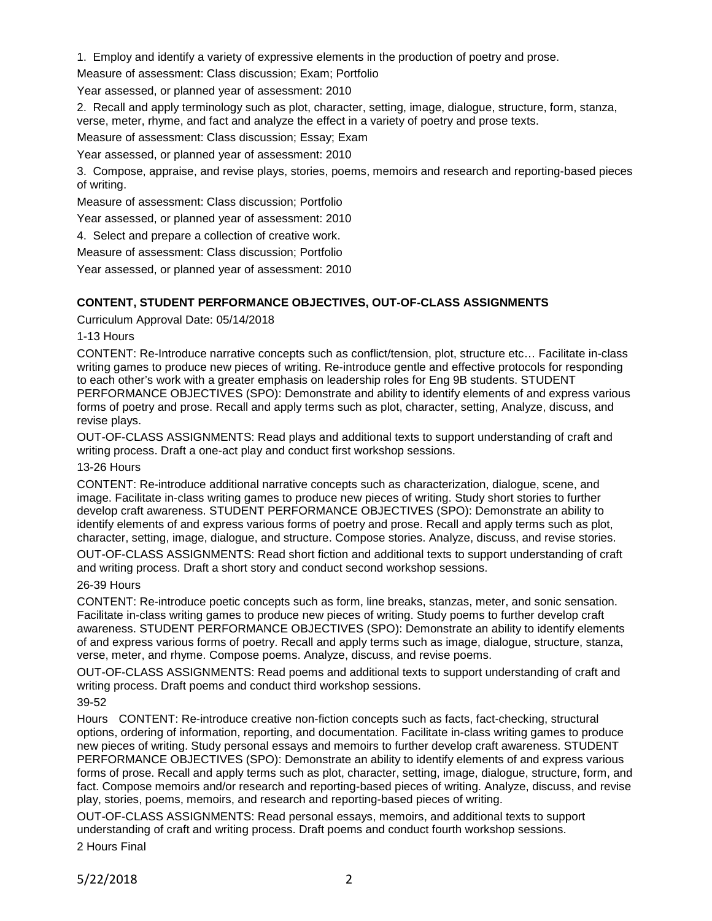1. Employ and identify a variety of expressive elements in the production of poetry and prose.

Measure of assessment: Class discussion; Exam; Portfolio

Year assessed, or planned year of assessment: 2010

2. Recall and apply terminology such as plot, character, setting, image, dialogue, structure, form, stanza, verse, meter, rhyme, and fact and analyze the effect in a variety of poetry and prose texts.

Measure of assessment: Class discussion; Essay; Exam

Year assessed, or planned year of assessment: 2010

3. Compose, appraise, and revise plays, stories, poems, memoirs and research and reporting-based pieces of writing.

Measure of assessment: Class discussion; Portfolio

Year assessed, or planned year of assessment: 2010

4. Select and prepare a collection of creative work.

Measure of assessment: Class discussion; Portfolio

Year assessed, or planned year of assessment: 2010

## CONTENT, STUDENT PERFORMANCE OBJECTIVES, OUT-OF-CLASS ASSIGNMENTS

Curriculum Approval Date: 05/14/2018

1-13 Hours

CONTENT: Re-Introduce narrative concepts such as conflict/tension, plot, structure etc… Facilitate in-class writing games to produce new pieces of writing. Re-introduce gentle and effective protocols for responding to each other's work with a greater emphasis on leadership roles for Eng 9B students. STUDENT PERFORMANCE OBJECTIVES (SPO): Demonstrate and ability to identify elements of and express various forms of poetry and prose. Recall and apply terms such as plot, character, setting, Analyze, discuss, and revise plays.

OUT-OF-CLASS ASSIGNMENTS: Read plays and additional texts to support understanding of craft and writing process. Draft a one-act play and conduct first workshop sessions.

13-26 Hours

CONTENT: Re-introduce additional narrative concepts such as characterization, dialogue, scene, and image. Facilitate in-class writing games to produce new pieces of writing. Study short stories to further develop craft awareness. STUDENT PERFORMANCE OBJECTIVES (SPO): Demonstrate an ability to identify elements of and express various forms of poetry and prose. Recall and apply terms such as plot, character, setting, image, dialogue, and structure. Compose stories. Analyze, discuss, and revise stories.

OUT-OF-CLASS ASSIGNMENTS: Read short fiction and additional texts to support understanding of craft and writing process. Draft a short story and conduct second workshop sessions.

26-39 Hours

CONTENT: Re-introduce poetic concepts such as form, line breaks, stanzas, meter, and sonic sensation. Facilitate in-class writing games to produce new pieces of writing. Study poems to further develop craft awareness. STUDENT PERFORMANCE OBJECTIVES (SPO): Demonstrate an ability to identify elements of and express various forms of poetry. Recall and apply terms such as image, dialogue, structure, stanza, verse, meter, and rhyme. Compose poems. Analyze, discuss, and revise poems.

OUT-OF-CLASS ASSIGNMENTS: Read poems and additional texts to support understanding of craft and writing process. Draft poems and conduct third workshop sessions.

39-52

Hours CONTENT: Re-introduce creative non-fiction concepts such as facts, fact-checking, structural options, ordering of information, reporting, and documentation. Facilitate in-class writing games to produce new pieces of writing. Study personal essays and memoirs to further develop craft awareness. STUDENT PERFORMANCE OBJECTIVES (SPO): Demonstrate an ability to identify elements of and express various forms of prose. Recall and apply terms such as plot, character, setting, image, dialogue, structure, form, and fact. Compose memoirs and/or research and reporting-based pieces of writing. Analyze, discuss, and revise play, stories, poems, memoirs, and research and reporting-based pieces of writing.

OUT-OF-CLASS ASSIGNMENTS: Read personal essays, memoirs, and additional texts to support understanding of craft and writing process. Draft poems and conduct fourth workshop sessions.

2 Hours Final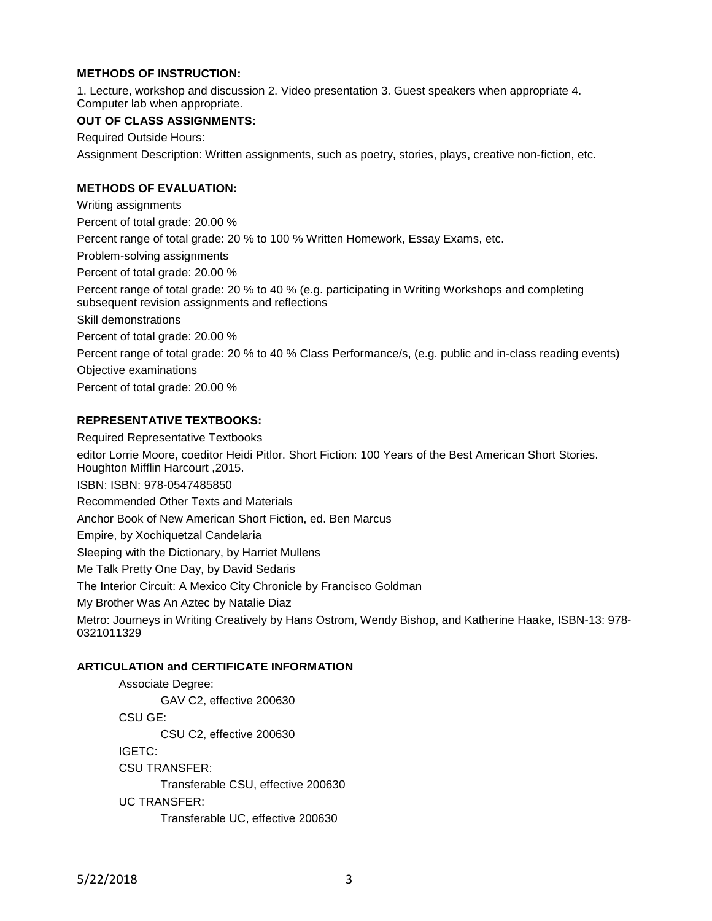**METHODS OF INSTRUCTION:**

1. Lecture, workshop and discussion 2. Video presentation 3. Guest speakers when appropriate 4. Computer lab when appropriate.

**OUT OF CLASS ASSIGNMENTS:**

Required Outside Hours:

Assignment Description: Written assignments, such as poetry, stories, plays, creative non-fiction, etc.

**METHODS OF EVALUATION:**

Writing assignments

Percent of total grade: 20.00 %

Percent range of total grade: 20 % to 100 % Written Homework, Essay Exams, etc.

Problem-solving assignments

Percent of total grade: 20.00 %

Percent range of total grade: 20 % to 40 % (e.g. participating in Writing Workshops and completing subsequent revision assignments and reflections

Skill demonstrations

Percent of total grade: 20.00 %

Percent range of total grade: 20 % to 40 % Class Performance/s, (e.g. public and in-class reading events)

Objective examinations

Percent of total grade: 20.00 %

**REPRESENTATIVE TEXTBOOKS:**

Required Representative Textbooks

editor Lorrie Moore, coeditor Heidi Pitlor. Short Fiction: 100 Years of the Best American Short Stories. Houghton Mifflin Harcourt ,2015.

ISBN: ISBN: 978-0547485850

Recommended Other Texts and Materials

Anchor Book of New American Short Fiction, ed. Ben Marcus

Empire, by Xochiquetzal Candelaria

Sleeping with the Dictionary, by Harriet Mullens

Me Talk Pretty One Day, by David Sedaris

The Interior Circuit: A Mexico City Chronicle by Francisco Goldman

My Brother Was An Aztec by Natalie Diaz

Metro: Journeys in Writing Creatively by Hans Ostrom, Wendy Bishop, and Katherine Haake, ISBN-13: 978-0321011329

**ARTICULATION and CERTIFICATE INFORMATION**

Associate Degree:
- GAV C2, effective 200630

CSU GE:
- CSU C2, effective 200630

IGETC:

CSU TRANSFER:
- Transferable CSU, effective 200630

UC TRANSFER:
- Transferable UC, effective 200630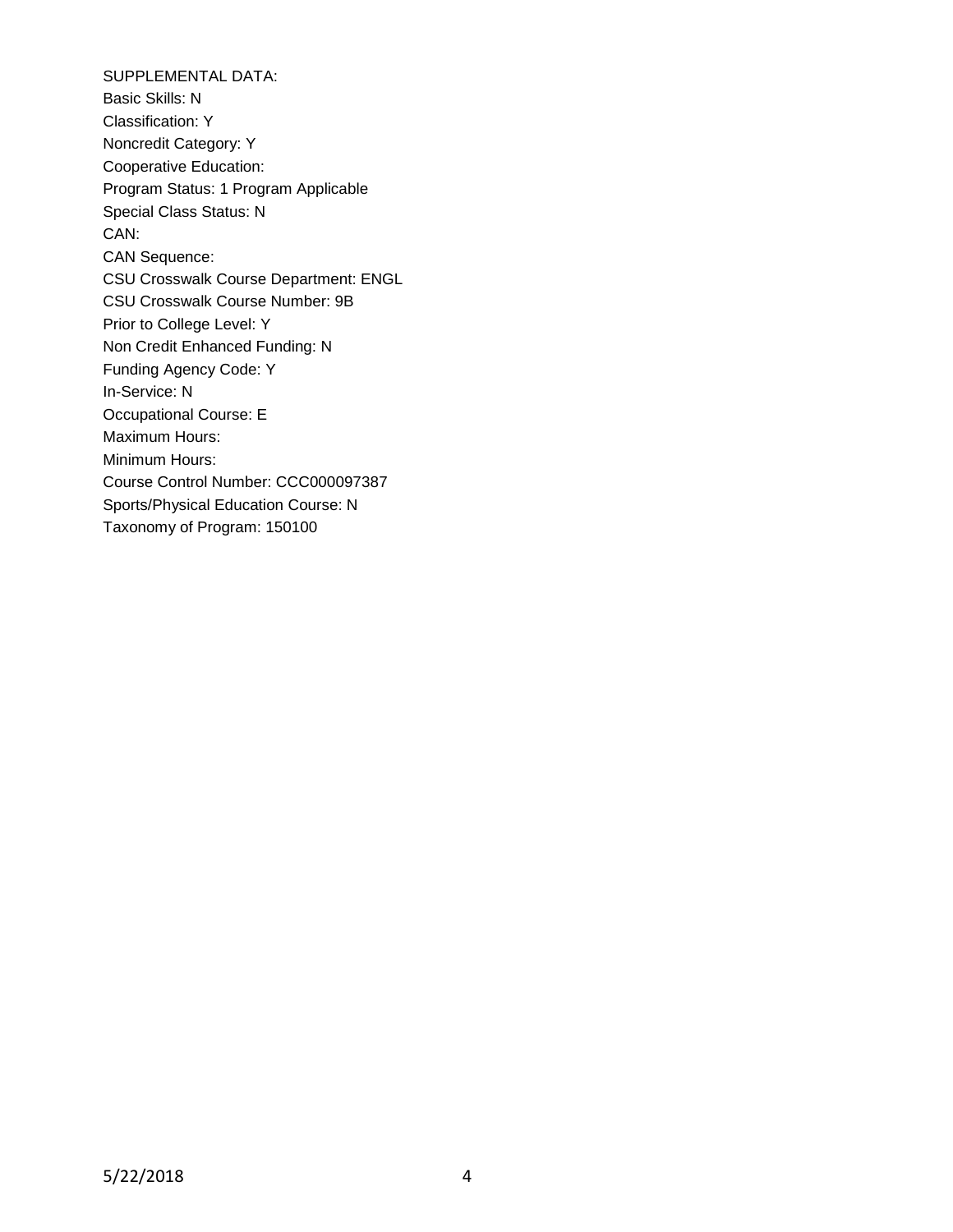SUPPLEMENTAL DATA:

Basic Skills: N

Classification: Y

Noncredit Category: Y

Cooperative Education:

Program Status: 1 Program Applicable

Special Class Status: N

CAN:

CAN Sequence:

CSU Crosswalk Course Department: ENGL

CSU Crosswalk Course Number: 9B

Prior to College Level: Y

Non Credit Enhanced Funding: N

Funding Agency Code: Y

In-Service: N

Occupational Course: E

Maximum Hours:

Minimum Hours:

Course Control Number: CCC000097387

Sports/Physical Education Course: N

Taxonomy of Program: 150100